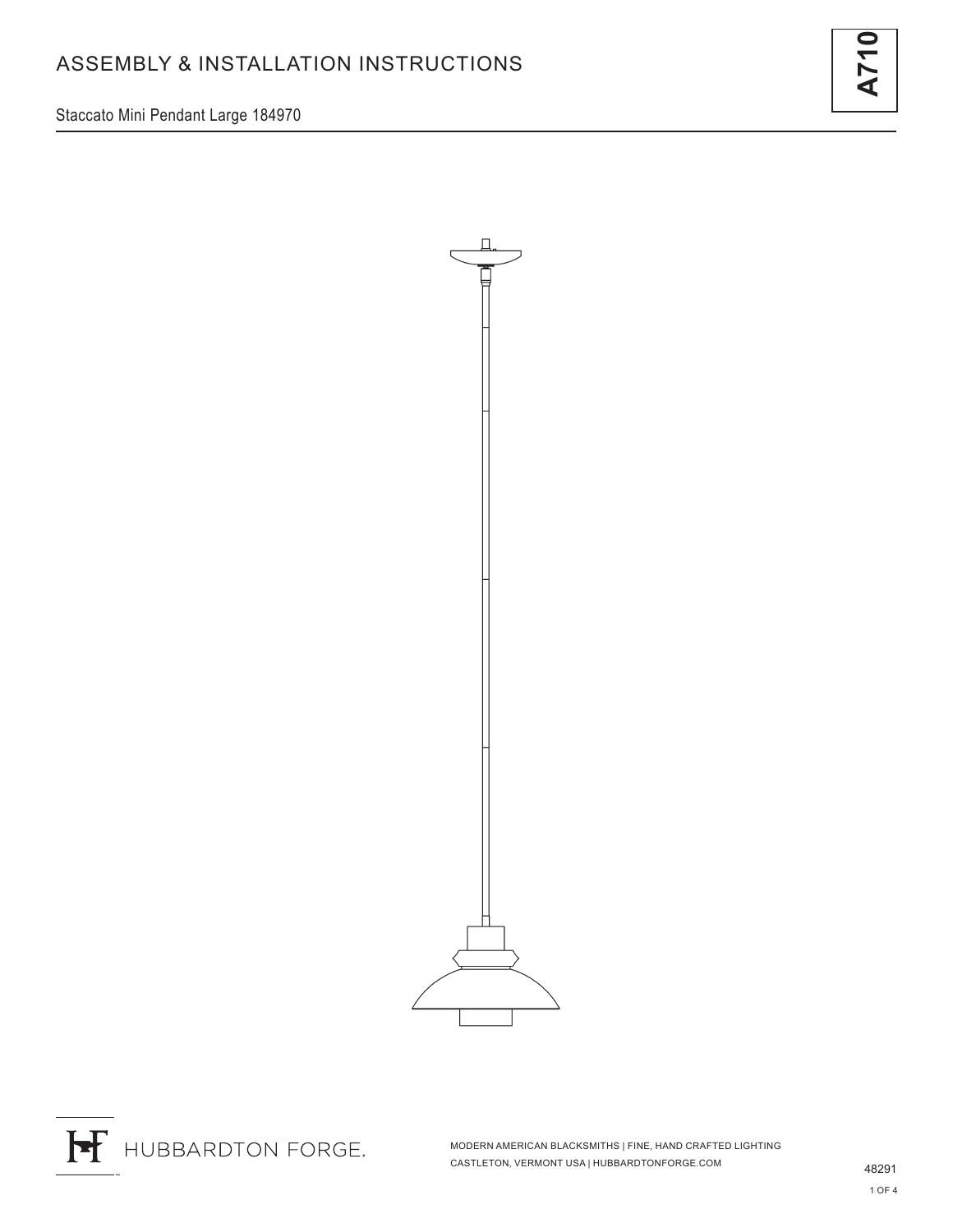# ASSEMBLY & INSTALLATION INSTRUCTIONS

**A710**

Staccato Mini Pendant Large 184970

HUBBARDTON FORGE.

MODERN AMERICAN BLACKSMITHS | FINE, HAND CRAFTED LIGHTING
CASTLETON, VERMONT USA | HUBBARDTONFORGE.COM

48291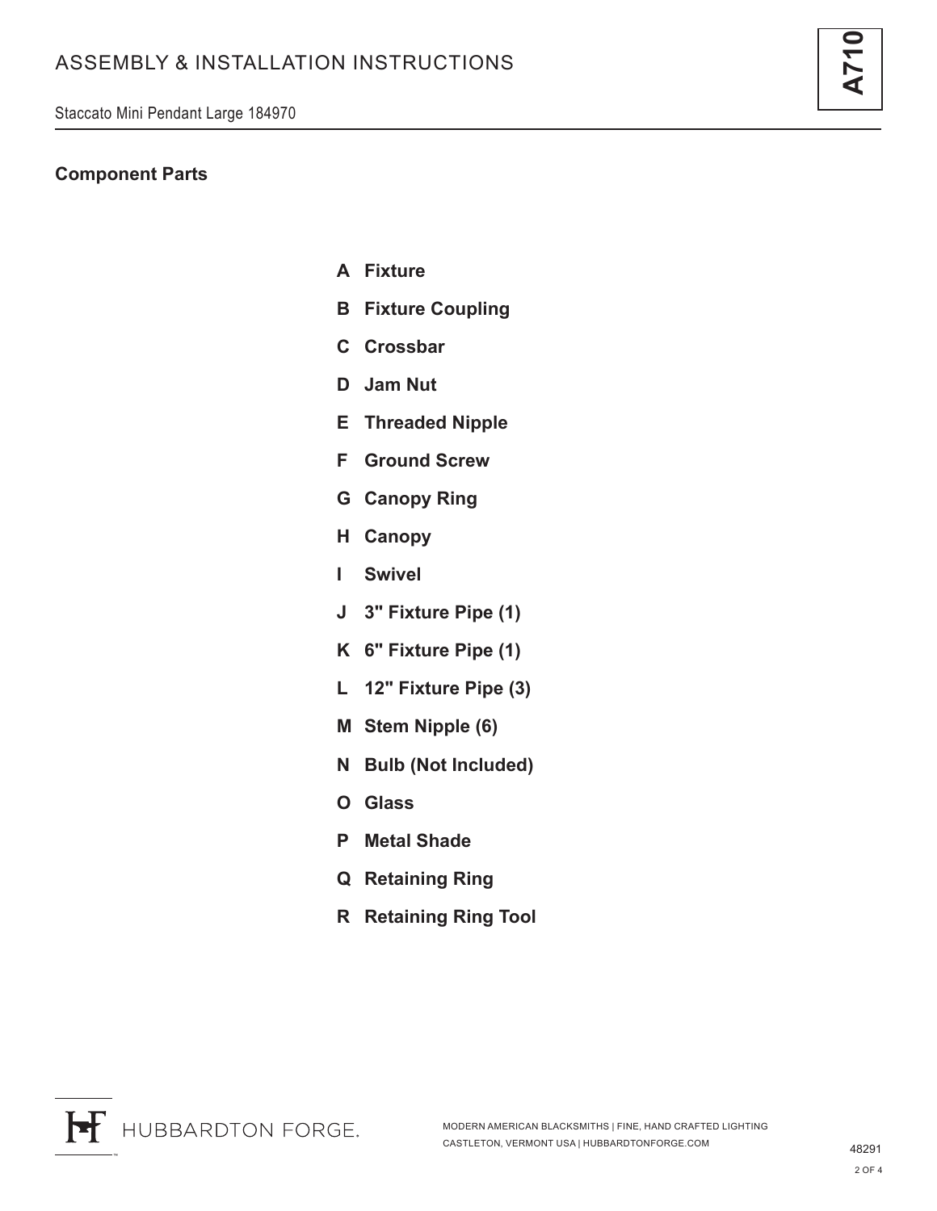## Component Parts

**A Fixture**

**B Fixture Coupling**

**C Crossbar**

**D Jam Nut**

**E Threaded Nipple**

**F Ground Screw**

**G Canopy Ring**

**H Canopy**

**I Swivel**

**J 3" Fixture Pipe (1)**

**K 6" Fixture Pipe (1)**

**L 12" Fixture Pipe (3)**

**M Stem Nipple (6)**

**N Bulb (Not Included)**

**O Glass**

**P Metal Shade**

**Q Retaining Ring**

**R Retaining Ring Tool**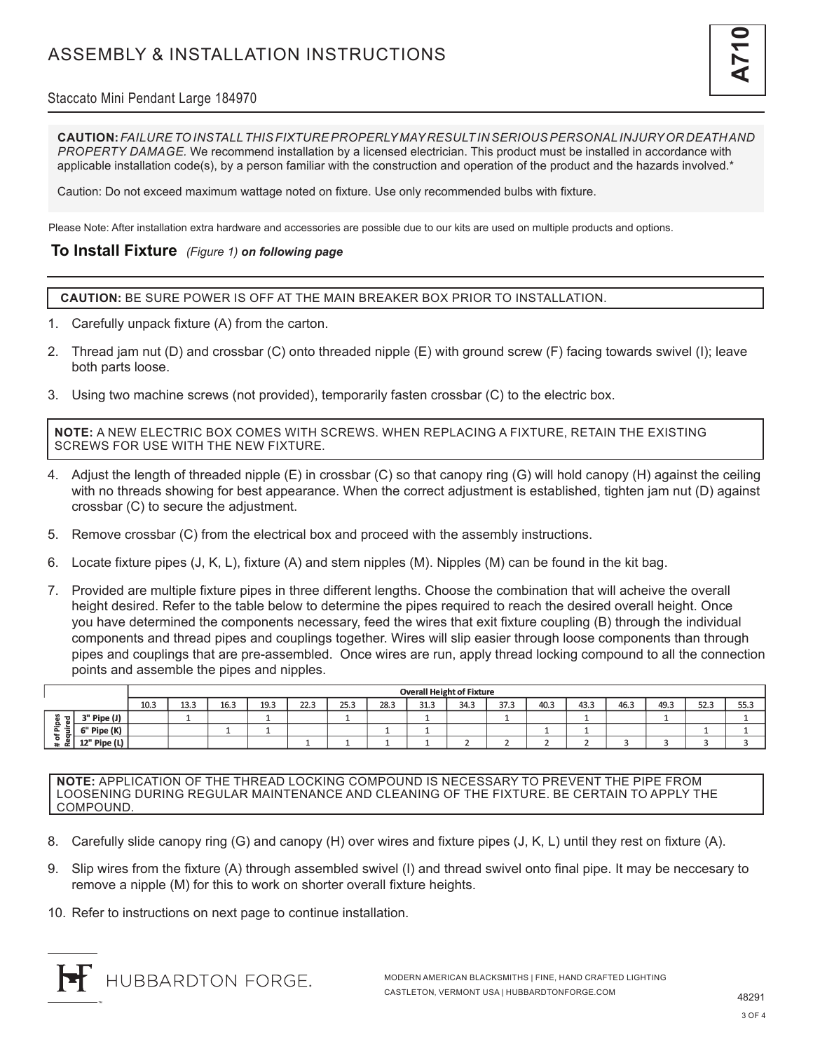# ASSEMBLY & INSTALLATION INSTRUCTIONS

**A710**

Staccato Mini Pendant Large 184970

**CAUTION:** *FAILURE TO INSTALL THIS FIXTURE PROPERLY MAY RESULT IN SERIOUS PERSONAL INJURY OR DEATH AND PROPERTY DAMAGE.* We recommend installation by a licensed electrician. This product must be installed in accordance with applicable installation code(s), by a person familiar with the construction and operation of the product and the hazards involved.*

Caution: Do not exceed maximum wattage noted on fixture. Use only recommended bulbs with fixture.

Please Note: After installation extra hardware and accessories are possible due to our kits are used on multiple products and options.

## To Install Fixture *(Figure 1)* ***on following page***

**CAUTION:** BE SURE POWER IS OFF AT THE MAIN BREAKER BOX PRIOR TO INSTALLATION.

1. Carefully unpack fixture (A) from the carton.
2. Thread jam nut (D) and crossbar (C) onto threaded nipple (E) with ground screw (F) facing towards swivel (I); leave both parts loose.
3. Using two machine screws (not provided), temporarily fasten crossbar (C) to the electric box.

**NOTE:** A NEW ELECTRIC BOX COMES WITH SCREWS. WHEN REPLACING A FIXTURE, RETAIN THE EXISTING SCREWS FOR USE WITH THE NEW FIXTURE.

4. Adjust the length of threaded nipple (E) in crossbar (C) so that canopy ring (G) will hold canopy (H) against the ceiling with no threads showing for best appearance. When the correct adjustment is established, tighten jam nut (D) against crossbar (C) to secure the adjustment.
5. Remove crossbar (C) from the electrical box and proceed with the assembly instructions.
6. Locate fixture pipes (J, K, L), fixture (A) and stem nipples (M). Nipples (M) can be found in the kit bag.
7. Provided are multiple fixture pipes in three different lengths. Choose the combination that will acheive the overall height desired. Refer to the table below to determine the pipes required to reach the desired overall height. Once you have determined the components necessary, feed the wires that exit fixture coupling (B) through the individual components and thread pipes and couplings together. Wires will slip easier through loose components than through pipes and couplings that are pre-assembled. Once wires are run, apply thread locking compound to all the connection points and assemble the pipes and nipples.

| | | Overall Height of Fixture | | | | | | | | | | | | | | | |
|---|---|---|---|---|---|---|---|---|---|---|---|---|---|---|---|---|---|
| | | 10.3 | 13.3 | 16.3 | 19.3 | 22.3 | 25.3 | 28.3 | 31.3 | 34.3 | 37.3 | 40.3 | 43.3 | 46.3 | 49.3 | 52.3 | 55.3 |
| # of Pipes Required | 3" Pipe (J) | | 1 | | 1 | | 1 | | 1 | | 1 | | 1 | | 1 | | 1 |
| | 6" Pipe (K) | | | 1 | 1 | | | 1 | 1 | | | 1 | 1 | | | 1 | 1 |
| | 12" Pipe (L) | | | | | 1 | 1 | 1 | 1 | 2 | 2 | 2 | 2 | 3 | 3 | 3 | 3 |

**NOTE:** APPLICATION OF THE THREAD LOCKING COMPOUND IS NECESSARY TO PREVENT THE PIPE FROM LOOSENING DURING REGULAR MAINTENANCE AND CLEANING OF THE FIXTURE. BE CERTAIN TO APPLY THE COMPOUND.

8. Carefully slide canopy ring (G) and canopy (H) over wires and fixture pipes (J, K, L) until they rest on fixture (A).
9. Slip wires from the fixture (A) through assembled swivel (I) and thread swivel onto final pipe. It may be neccesary to remove a nipple (M) for this to work on shorter overall fixture heights.
10. Refer to instructions on next page to continue installation.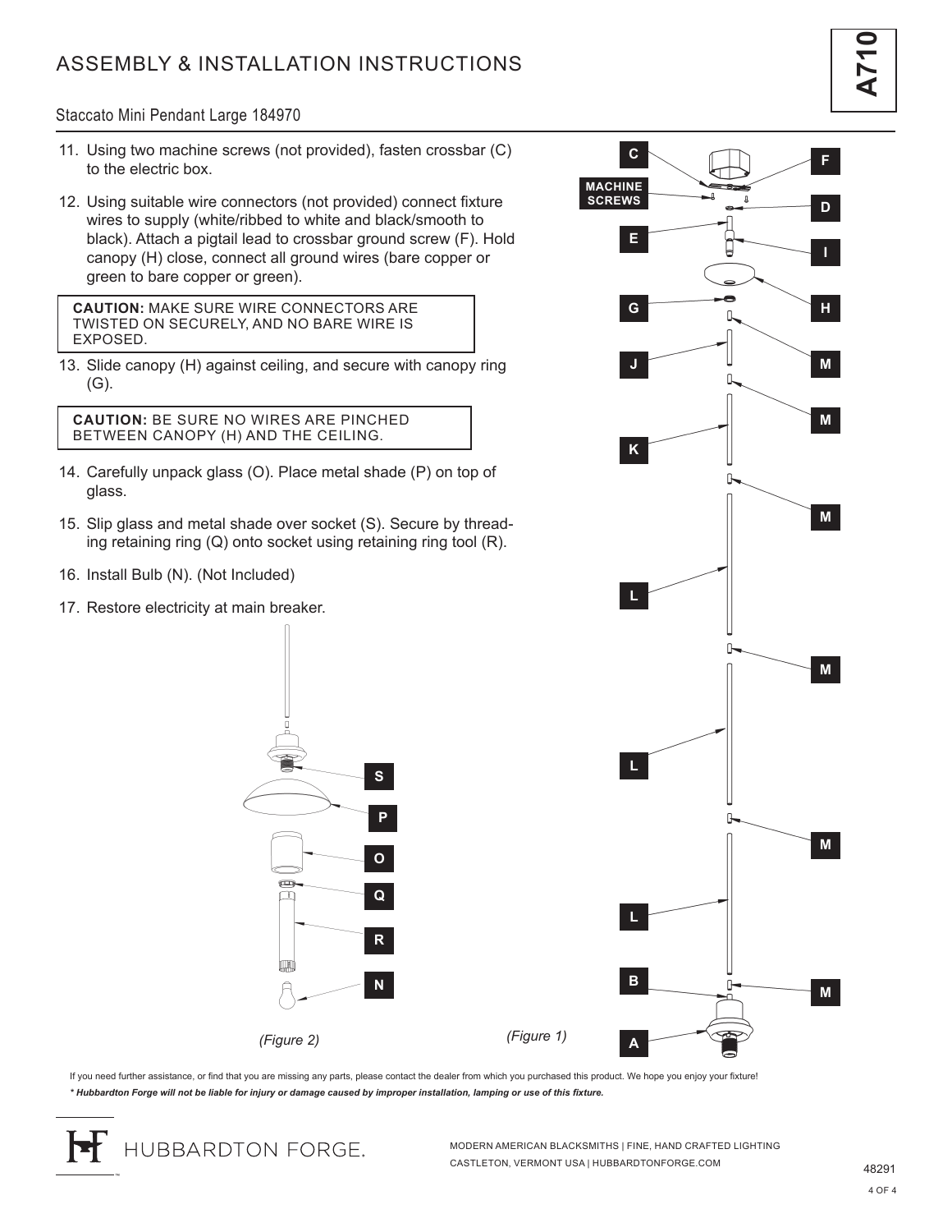# ASSEMBLY & INSTALLATION INSTRUCTIONS

Staccato Mini Pendant Large 184970

A710

11. Using two machine screws (not provided), fasten crossbar (C) to the electric box.
12. Using suitable wire connectors (not provided) connect fixture wires to supply (white/ribbed to white and black/smooth to black). Attach a pigtail lead to crossbar ground screw (F). Hold canopy (H) close, connect all ground wires (bare copper or green to bare copper or green).

**CAUTION:** MAKE SURE WIRE CONNECTORS ARE TWISTED ON SECURELY, AND NO BARE WIRE IS EXPOSED.

13. Slide canopy (H) against ceiling, and secure with canopy ring (G).

**CAUTION:** BE SURE NO WIRES ARE PINCHED BETWEEN CANOPY (H) AND THE CEILING.

14. Carefully unpack glass (O). Place metal shade (P) on top of glass.
15. Slip glass and metal shade over socket (S). Secure by threading retaining ring (Q) onto socket using retaining ring tool (R).
16. Install Bulb (N). (Not Included)
17. Restore electricity at main breaker.

S
P
O
Q
R
N

*(Figure 2)*

C
F
MACHINE SCREWS
D
E
I
G
H
J
M
M
K
M
L
M
L
M
L
B
M
A

*(Figure 1)*

If you need further assistance, or find that you are missing any parts, please contact the dealer from which you purchased this product. We hope you enjoy your fixture!

***\* Hubbardton Forge will not be liable for injury or damage caused by improper installation, lamping or use of this fixture.***

HUBBARDTON FORGE.

MODERN AMERICAN BLACKSMITHS | FINE, HAND CRAFTED LIGHTING
CASTLETON, VERMONT USA | HUBBARDTONFORGE.COM

48291